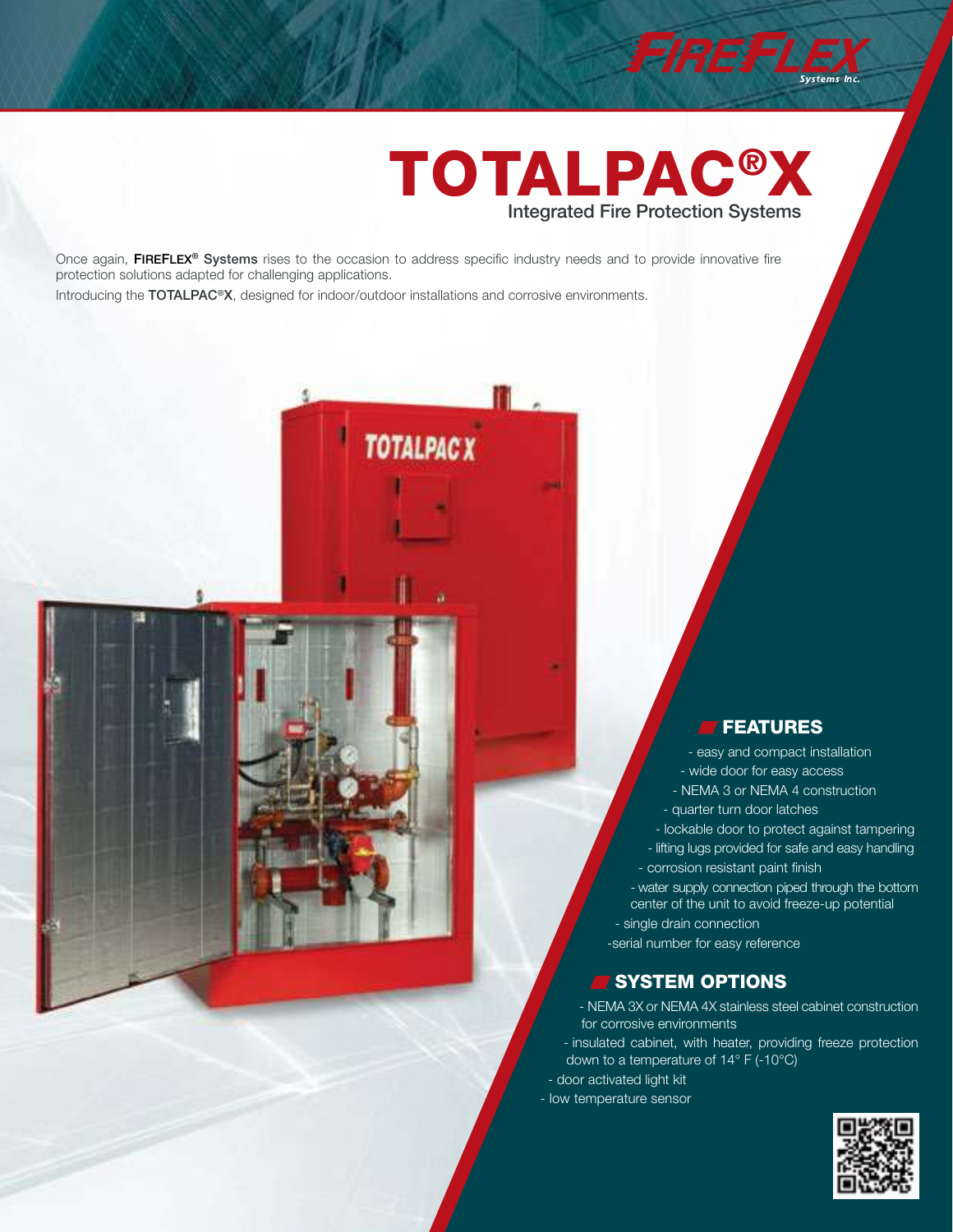FIREFLEX Systems Inc.

# TOTALPAC®X

## Integrated Fire Protection Systems

Once again, **FIREFLEX® Systems** rises to the occasion to address specific industry needs and to provide innovative fire protection solutions adapted for challenging applications.

Introducing the **TOTALPAC®X**, designed for indoor/outdoor installations and corrosive environments.

## FEATURES

- easy and compact installation
- wide door for easy access
- NEMA 3 or NEMA 4 construction
- quarter turn door latches
- lockable door to protect against tampering
- lifting lugs provided for safe and easy handling
- corrosion resistant paint finish
- water supply connection piped through the bottom center of the unit to avoid freeze-up potential
- single drain connection
- serial number for easy reference

## SYSTEM OPTIONS

- NEMA 3X or NEMA 4X stainless steel cabinet construction for corrosive environments
- insulated cabinet, with heater, providing freeze protection down to a temperature of 14° F (-10°C)
- door activated light kit
- low temperature sensor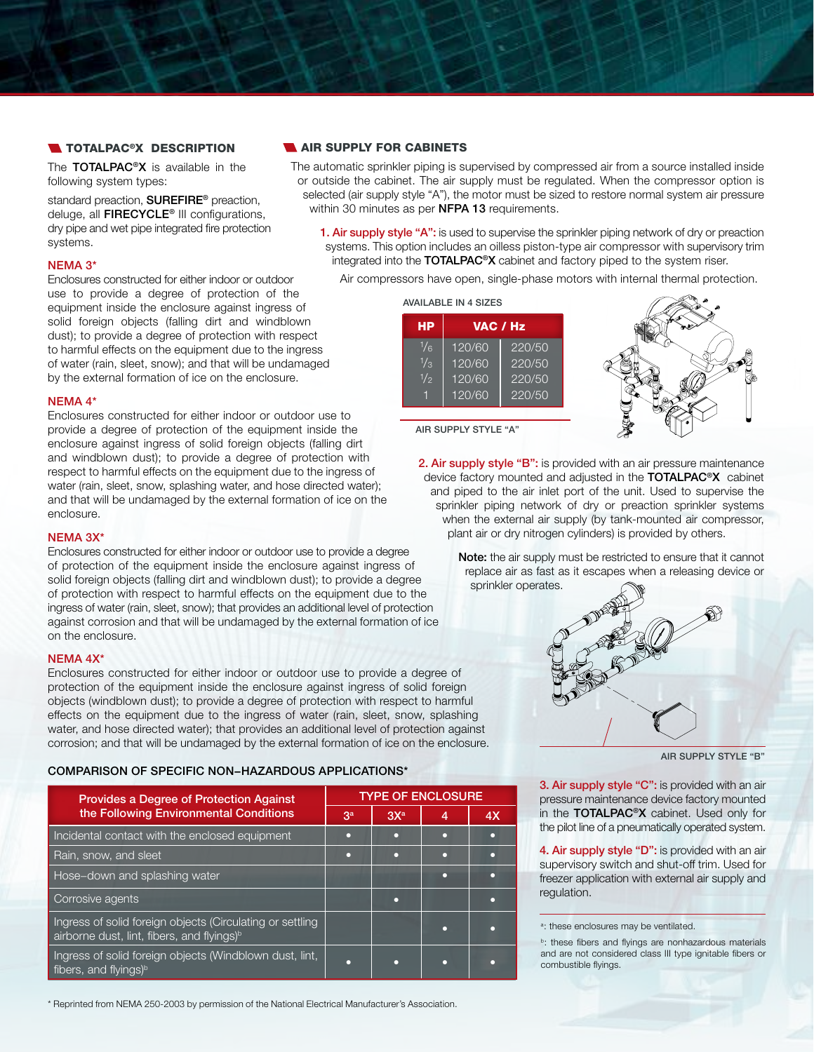## TOTALPAC®X DESCRIPTION

The **TOTALPAC®X** is available in the following system types:

standard preaction, **SUREFIRE®** preaction, deluge, all **FIRECYCLE®** III configurations, dry pipe and wet pipe integrated fire protection systems.

### NEMA 3*

Enclosures constructed for either indoor or outdoor use to provide a degree of protection of the equipment inside the enclosure against ingress of solid foreign objects (falling dirt and windblown dust); to provide a degree of protection with respect to harmful effects on the equipment due to the ingress of water (rain, sleet, snow); and that will be undamaged by the external formation of ice on the enclosure.

### NEMA 4*

Enclosures constructed for either indoor or outdoor use to provide a degree of protection of the equipment inside the enclosure against ingress of solid foreign objects (falling dirt and windblown dust); to provide a degree of protection with respect to harmful effects on the equipment due to the ingress of water (rain, sleet, snow, splashing water, and hose directed water); and that will be undamaged by the external formation of ice on the enclosure.

### NEMA 3X*

Enclosures constructed for either indoor or outdoor use to provide a degree of protection of the equipment inside the enclosure against ingress of solid foreign objects (falling dirt and windblown dust); to provide a degree of protection with respect to harmful effects on the equipment due to the ingress of water (rain, sleet, snow); that provides an additional level of protection against corrosion and that will be undamaged by the external formation of ice on the enclosure.

### NEMA 4X*

Enclosures constructed for either indoor or outdoor use to provide a degree of protection of the equipment inside the enclosure against ingress of solid foreign objects (windblown dust); to provide a degree of protection with respect to harmful effects on the equipment due to the ingress of water (rain, sleet, snow, splashing water, and hose directed water); that provides an additional level of protection against corrosion; and that will be undamaged by the external formation of ice on the enclosure.

### COMPARISON OF SPECIFIC NON–HAZARDOUS APPLICATIONS*

| Provides a Degree of Protection Against the Following Environmental Conditions | TYPE OF ENCLOSURE | | | |
|---|---|---|---|---|
| | 3[a] | 3X[a] | 4 | 4X |
| Incidental contact with the enclosed equipment | • | • | • | • |
| Rain, snow, and sleet | • | • | • | • |
| Hose–down and splashing water | | | • | • |
| Corrosive agents | | • | | • |
| Ingress of solid foreign objects (Circulating or settling airborne dust, lint, fibers, and flyings)[b] | | | • | • |
| Ingress of solid foreign objects (Windblown dust, lint, fibers, and flyings)[b] | • | • | • | • |

\* Reprinted from NEMA 250-2003 by permission of the National Electrical Manufacturer's Association.

## AIR SUPPLY FOR CABINETS

The automatic sprinkler piping is supervised by compressed air from a source installed inside or outside the cabinet. The air supply must be regulated. When the compressor option is selected (air supply style "A"), the motor must be sized to restore normal system air pressure within 30 minutes as per **NFPA 13** requirements.

1. **Air supply style "A":** is used to supervise the sprinkler piping network of dry or preaction systems. This option includes an oilless piston-type air compressor with supervisory trim integrated into the **TOTALPAC®X** cabinet and factory piped to the system riser.

   Air compressors have open, single-phase motors with internal thermal protection.

AVAILABLE IN 4 SIZES

| HP | VAC / Hz | |
|---|---|---|
| 1/6 | 120/60 | 220/50 |
| 1/3 | 120/60 | 220/50 |
| 1/2 | 120/60 | 220/50 |
| 1 | 120/60 | 220/50 |

AIR SUPPLY STYLE "A"

2. **Air supply style "B":** is provided with an air pressure maintenance device factory mounted and adjusted in the **TOTALPAC®X** cabinet and piped to the air inlet port of the unit. Used to supervise the sprinkler piping network of dry or preaction sprinkler systems when the external air supply (by tank-mounted air compressor, plant air or dry nitrogen cylinders) is provided by others.

   **Note:** the air supply must be restricted to ensure that it cannot replace air as fast as it escapes when a releasing device or sprinkler operates.

AIR SUPPLY STYLE "B"

3. **Air supply style "C":** is provided with an air pressure maintenance device factory mounted in the **TOTALPAC®X** cabinet. Used only for the pilot line of a pneumatically operated system.

4. **Air supply style "D":** is provided with an air supervisory switch and shut-off trim. Used for freezer application with external air supply and regulation.

[a]: these enclosures may be ventilated.

[b]: these fibers and flyings are nonhazardous materials and are not considered class III type ignitable fibers or combustible flyings.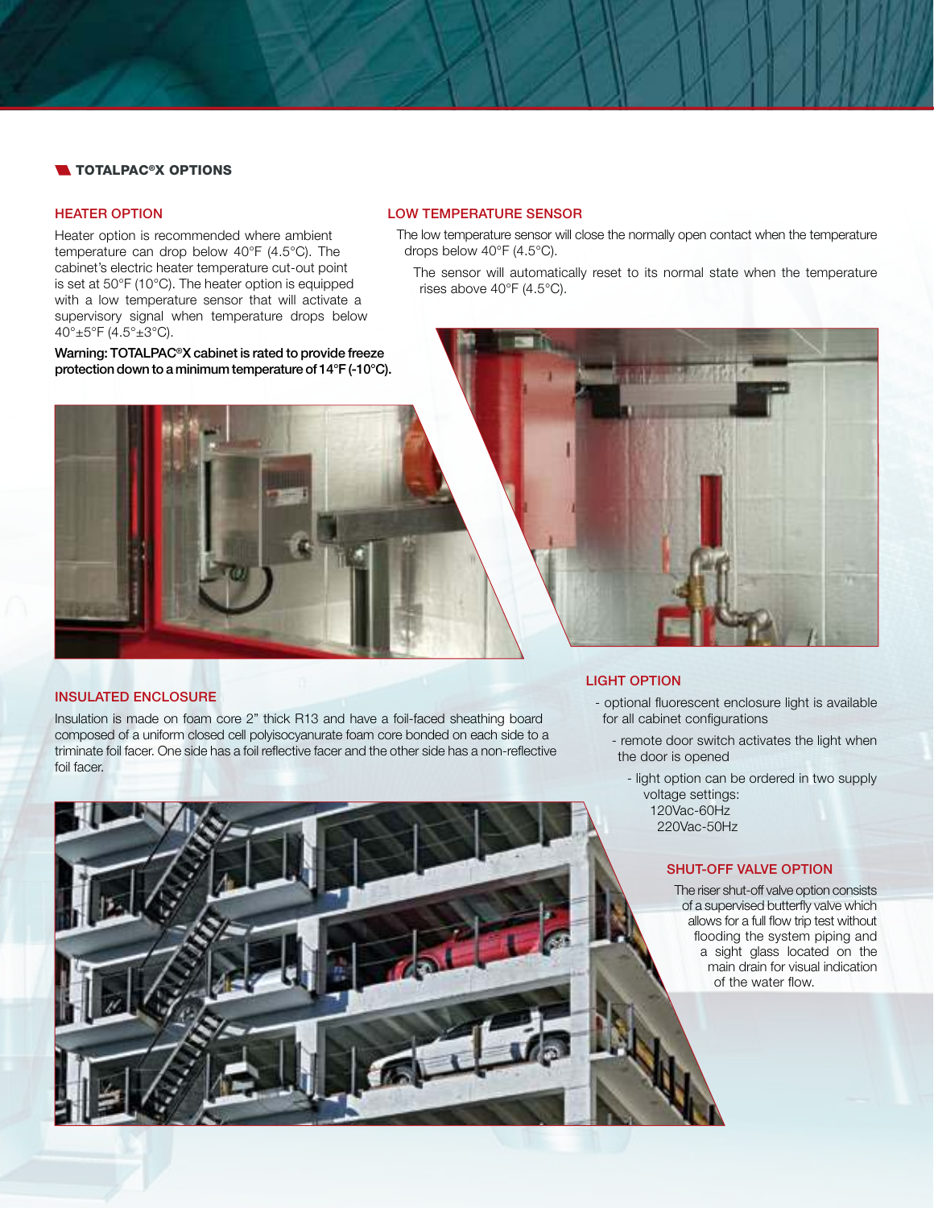## TOTALPAC®X OPTIONS

### HEATER OPTION

Heater option is recommended where ambient temperature can drop below 40°F (4.5°C). The cabinet's electric heater temperature cut-out point is set at 50°F (10°C). The heater option is equipped with a low temperature sensor that will activate a supervisory signal when temperature drops below 40°±5°F (4.5°±3°C).

**Warning: TOTALPAC®X cabinet is rated to provide freeze protection down to a minimum temperature of 14°F (-10°C).**

### LOW TEMPERATURE SENSOR

The low temperature sensor will close the normally open contact when the temperature drops below 40°F (4.5°C).

The sensor will automatically reset to its normal state when the temperature rises above 40°F (4.5°C).

### INSULATED ENCLOSURE

Insulation is made on foam core 2" thick R13 and have a foil-faced sheathing board composed of a uniform closed cell polyisocyanurate foam core bonded on each side to a triminate foil facer. One side has a foil reflective facer and the other side has a non-reflective foil facer.

### LIGHT OPTION

- optional fluorescent enclosure light is available for all cabinet configurations
- remote door switch activates the light when the door is opened
- light option can be ordered in two supply voltage settings:
  120Vac-60Hz
  220Vac-50Hz

### SHUT-OFF VALVE OPTION

The riser shut-off valve option consists of a supervised butterfly valve which allows for a full flow trip test without flooding the system piping and a sight glass located on the main drain for visual indication of the water flow.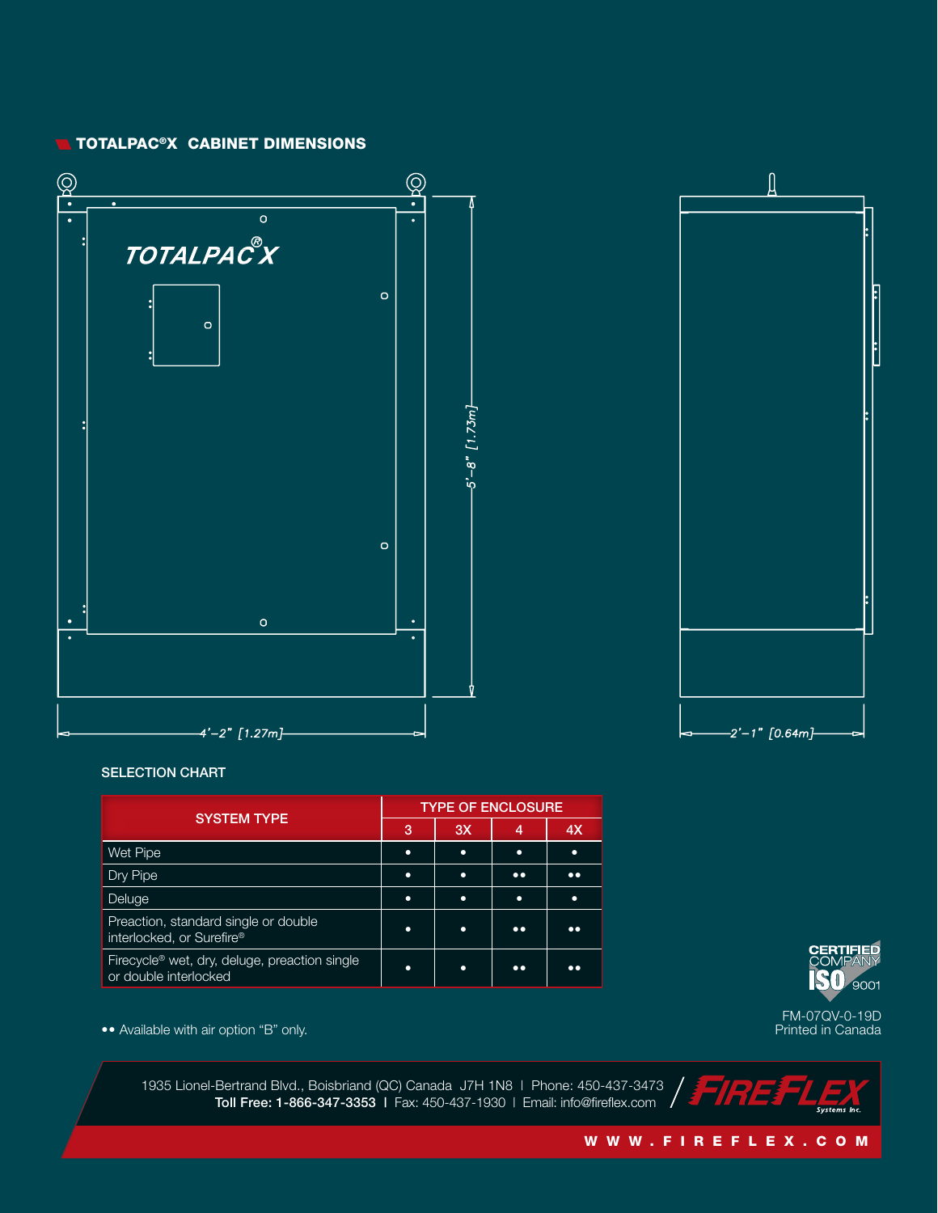## TOTALPAC®X CABINET DIMENSIONS

TOTALPAC®X

5'-8" [1.73m]

4'-2" [1.27m]

2'-1" [0.64m]

### SELECTION CHART

| SYSTEM TYPE | TYPE OF ENCLOSURE | | | |
|---|---|---|---|---|
| | 3 | 3X | 4 | 4X |
| Wet Pipe | • | • | • | • |
| Dry Pipe | • | • | •• | •• |
| Deluge | • | • | • | • |
| Preaction, standard single or double interlocked, or Surefire® | • | • | •• | •• |
| Firecycle® wet, dry, deluge, preaction single or double interlocked | • | • | •• | •• |

•• Available with air option "B" only.

CERTIFIED COMPANY ISO 9001

FM-07QV-0-19D
Printed in Canada

1935 Lionel-Bertrand Blvd., Boisbriand (QC) Canada J7H 1N8 | Phone: 450-437-3473
**Toll Free: 1-866-347-3353** | Fax: 450-437-1930 | Email: info@fireflex.com

FIREFLEX Systems Inc.

WWW.FIREFLEX.COM